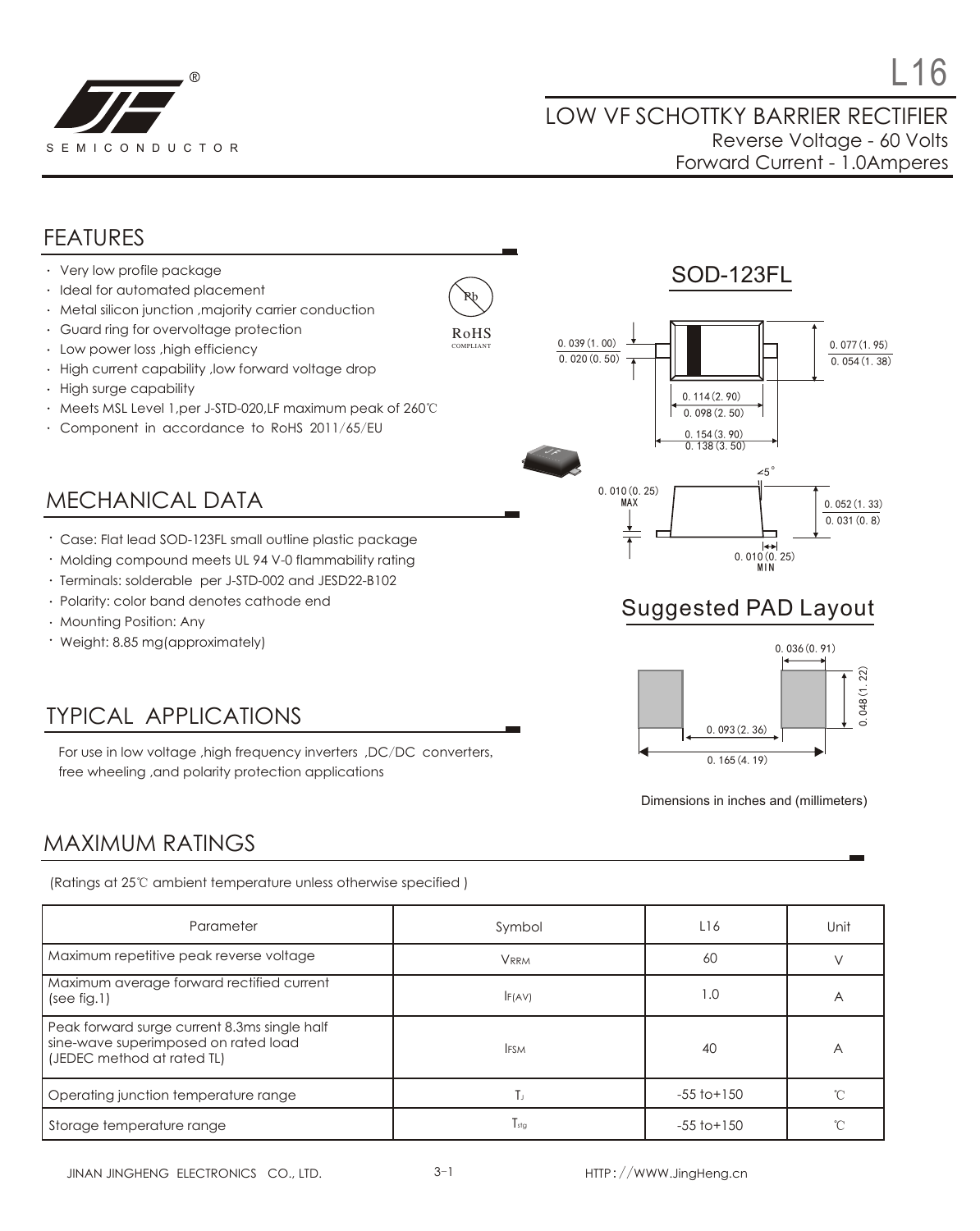# L16

## LOW VF SCHOTTKY BARRIER RECTIFIER

Reverse Voltage - 60 Volts
Forward Current - 1.0Amperes

## FEATURES

- Very low profile package
- Ideal for automated placement
- Metal silicon junction ,majority carrier conduction
- Guard ring for overvoltage protection
- Low power loss ,high efficiency
- High current capability ,low forward voltage drop
- High surge capability
- Meets MSL Level 1,per J-STD-020,LF maximum peak of 260℃
- Component in accordance to RoHS 2011/65/EU

RoHS COMPLIANT

SOD-123FL

0.039 (1.00)
0.020 (0.50)
0.077 (1.95)
0.054 (1.38)
0.114 (2.90)
0.098 (2.50)
0.154 (3.90)
0.138 (3.50)
5°
0.010 (0.25) MAX
0.052 (1.33)
0.031 (0.8)
0.010 (0.25) MIN

## MECHANICAL DATA

- Case: Flat lead SOD-123FL small outline plastic package
- Molding compound meets UL 94 V-0 flammability rating
- Terminals: solderable per J-STD-002 and JESD22-B102
- Polarity: color band denotes cathode end
- Mounting Position: Any
- Weight: 8.85 mg(approximately)

Suggested PAD Layout

0.036 (0.91)
0.048 (1.22)
0.093 (2.36)
0.165 (4.19)

Dimensions in inches and (millimeters)

## TYPICAL APPLICATIONS

For use in low voltage ,high frequency inverters ,DC/DC converters, free wheeling ,and polarity protection applications

## MAXIMUM RATINGS

(Ratings at 25℃ ambient temperature unless otherwise specified )

| Parameter | Symbol | L16 | Unit |
|---|---|---|---|
| Maximum repetitive peak reverse voltage | $V_{RRM}$ | 60 | V |
| Maximum average forward rectified current (see fig.1) | $I_{F(AV)}$ | 1.0 | A |
| Peak forward surge current 8.3ms single half sine-wave superimposed on rated load (JEDEC method at rated TL) | $I_{FSM}$ | 40 | A |
| Operating junction temperature range | $T_J$ | -55 to+150 | ℃ |
| Storage temperature range | $T_{stg}$ | -55 to+150 | ℃ |

JINAN JINGHENG ELECTRONICS CO., LTD. HTTP://WWW.JingHeng.cn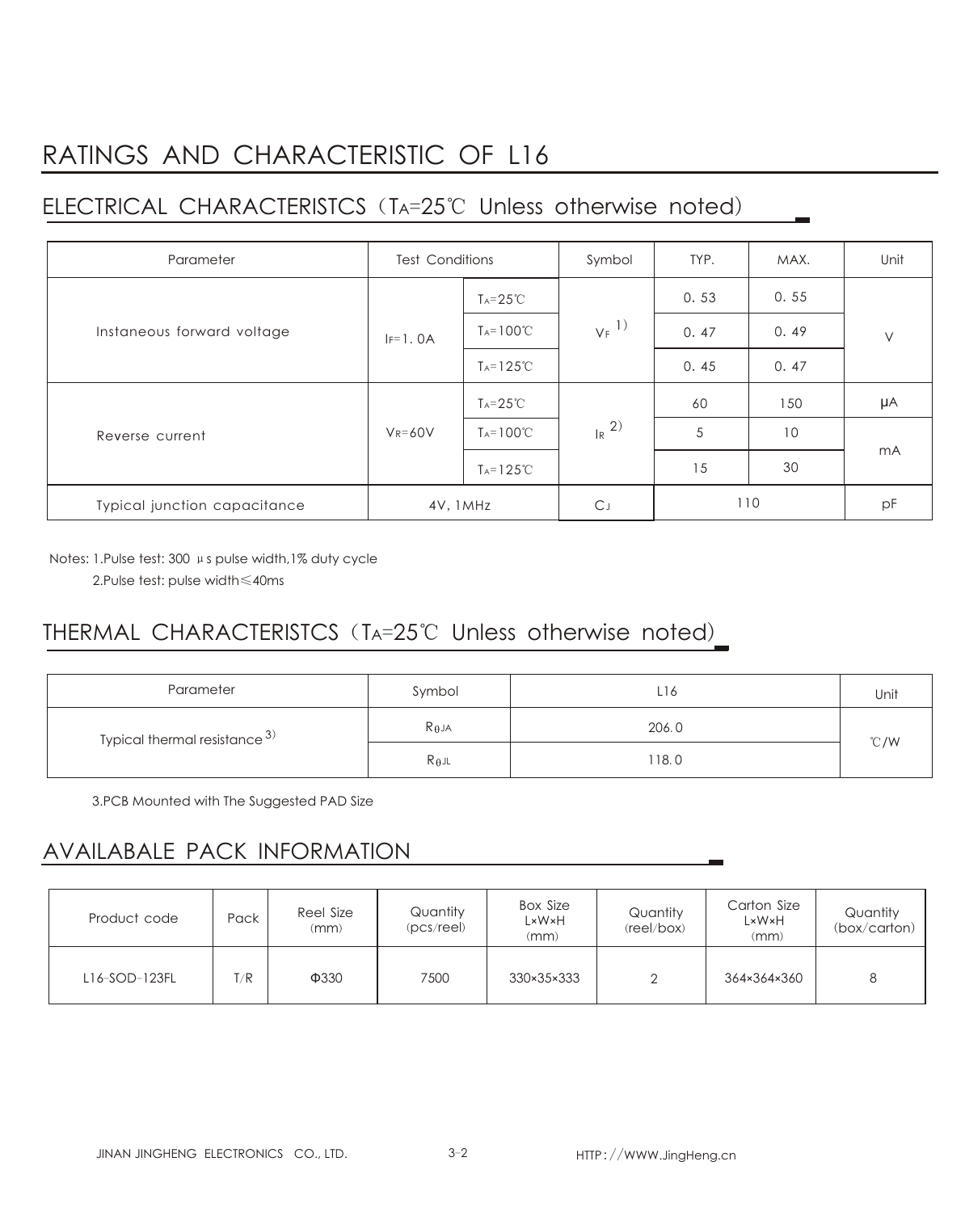# RATINGS AND CHARACTERISTIC OF L16

## ELECTRICAL CHARACTERISTCS（$T_A$=25℃ Unless otherwise noted)

| Parameter | Test Conditions | | Symbol | TYP. | MAX. | Unit |
|---|---|---|---|---|---|---|
| Instaneous forward voltage | $I_F$=1.0A | $T_A$=25℃ | $V_F$ 1) | 0.53 | 0.55 | V |
| | | $T_A$=100℃ | | 0.47 | 0.49 | |
| | | $T_A$=125℃ | | 0.45 | 0.47 | |
| Reverse current | $V_R$=60V | $T_A$=25℃ | $I_R$ 2) | 60 | 150 | μA |
| | | $T_A$=100℃ | | 5 | 10 | mA |
| | | $T_A$=125℃ | | 15 | 30 | |
| Typical junction capacitance | 4V, 1MHz | | $C_J$ | 110 | | pF |

Notes: 1.Pulse test: 300 μs pulse width,1% duty cycle

2.Pulse test: pulse width≤40ms

## THERMAL CHARACTERISTCS（$T_A$=25℃ Unless otherwise noted)

| Parameter | Symbol | L16 | Unit |
|---|---|---|---|
| Typical thermal resistance 3) | $R_{\theta JA}$ | 206.0 | ℃/W |
| | $R_{\theta JL}$ | 118.0 | |

3.PCB Mounted with The Suggested PAD Size

## AVAILABALE PACK INFORMATION

| Product code | Pack | Reel Size (mm) | Quantity (pcs/reel) | Box Size L×W×H (mm) | Quantity (reel/box) | Carton Size L×W×H (mm) | Quantity (box/carton) |
|---|---|---|---|---|---|---|---|
| L16-SOD-123FL | T/R | Φ330 | 7500 | 330×35×333 | 2 | 364×364×360 | 8 |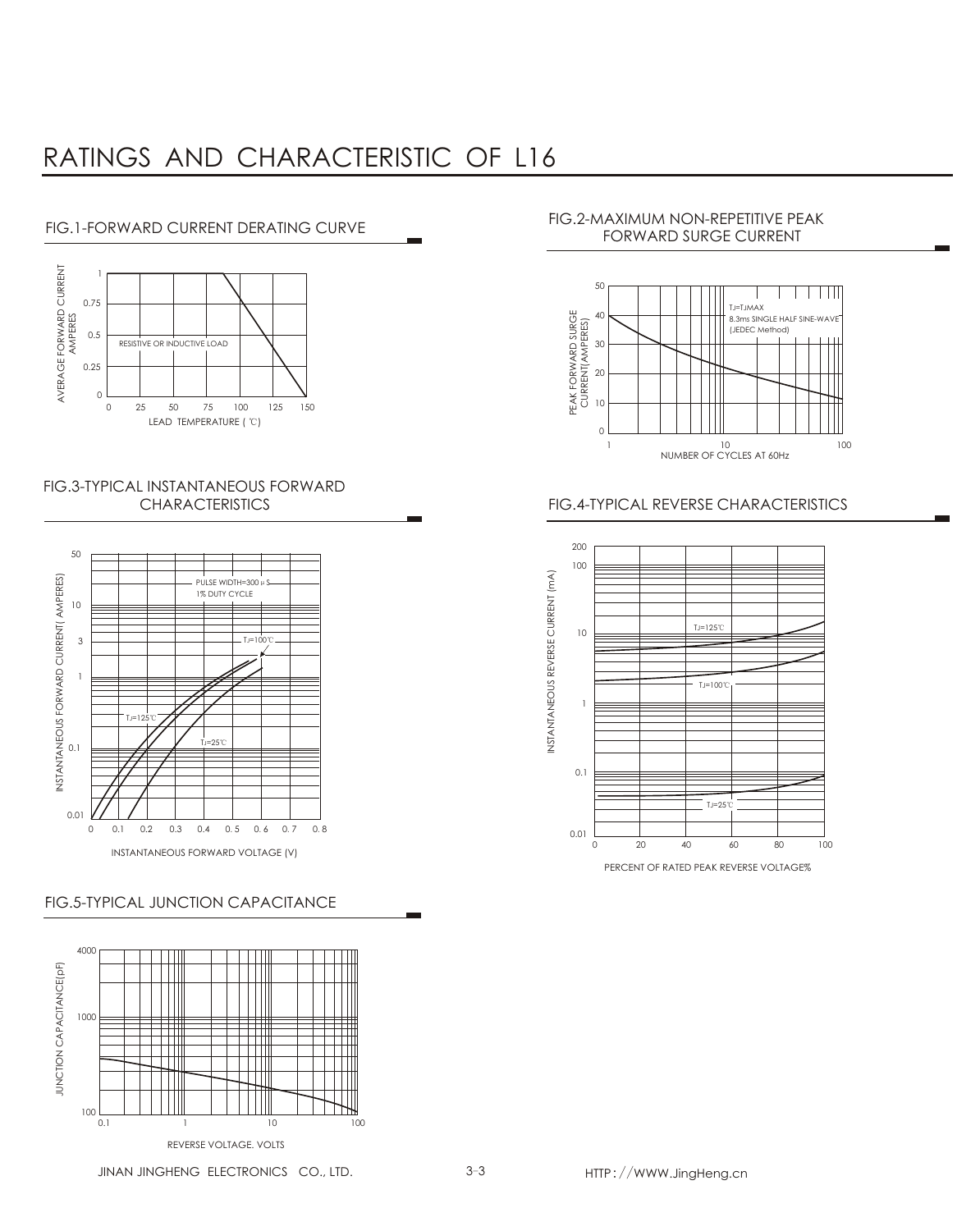# RATINGS AND CHARACTERISTIC OF L16

## FIG.1-FORWARD CURRENT DERATING CURVE

AVERAGE FORWARD CURRENT AMPERES

1
0.75
0.5
0.25
0

RESISTIVE OR INDUCTIVE LOAD

0 25 50 75 100 125 150

LEAD TEMPERATURE ( ℃)

## FIG.2-MAXIMUM NON-REPETITIVE PEAK FORWARD SURGE CURRENT

PEAK FORWARD SURGE CURRENT(AMPERES)

50
40
30
20
10
0

TJ=TJMAX
8.3ms SINGLE HALF SINE-WAVE
(JEDEC Method)

1 10 100

NUMBER OF CYCLES AT 60Hz

## FIG.3-TYPICAL INSTANTANEOUS FORWARD CHARACTERISTICS

INSTANTANEOUS FORWARD CURRENT( AMPERES)

50
10
3
1
0.1
0.01

PULSE WIDTH=300 μS
1% DUTY CYCLE

TJ=100℃
TJ=125℃
TJ=25℃

0 0.1 0.2 0.3 0.4 0.5 0.6 0.7 0.8

INSTANTANEOUS FORWARD VOLTAGE (V)

## FIG.4-TYPICAL REVERSE CHARACTERISTICS

INSTANTANEOUS REVERSE CURRENT (mA)

200
100
10
1
0.1
0.01

TJ=125℃
TJ=100℃
TJ=25℃

0 20 40 60 80 100

PERCENT OF RATED PEAK REVERSE VOLTAGE%

## FIG.5-TYPICAL JUNCTION CAPACITANCE

JUNCTION CAPACITANCE(pF)

4000
1000
100

0.1 1 10 100

REVERSE VOLTAGE. VOLTS

JINAN JINGHENG ELECTRONICS CO., LTD.

HTTP://WWW.JingHeng.cn